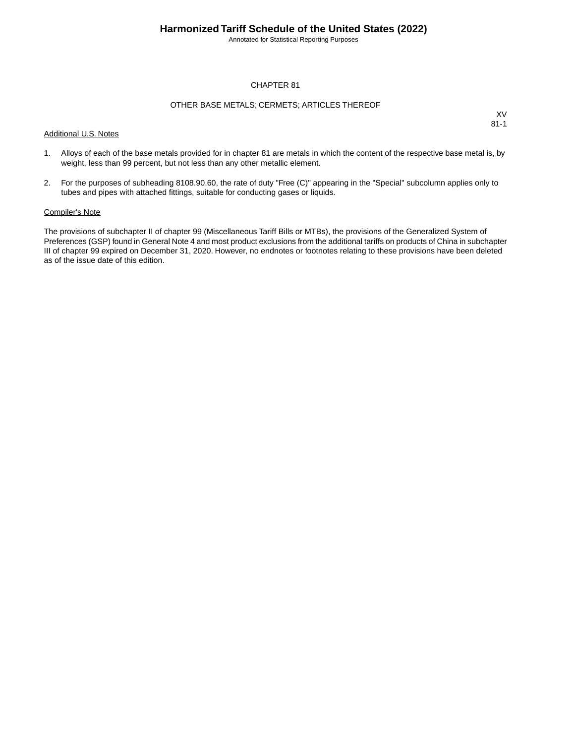# CHAPTER 81

## OTHER BASE METALS; CERMETS; ARTICLES THEREOF

XV
81-1

Additional U.S. Notes

1. Alloys of each of the base metals provided for in chapter 81 are metals in which the content of the respective base metal is, by weight, less than 99 percent, but not less than any other metallic element.

2. For the purposes of subheading 8108.90.60, the rate of duty "Free (C)" appearing in the "Special" subcolumn applies only to tubes and pipes with attached fittings, suitable for conducting gases or liquids.

Compiler's Note

The provisions of subchapter II of chapter 99 (Miscellaneous Tariff Bills or MTBs), the provisions of the Generalized System of Preferences (GSP) found in General Note 4 and most product exclusions from the additional tariffs on products of China in subchapter III of chapter 99 expired on December 31, 2020. However, no endnotes or footnotes relating to these provisions have been deleted as of the issue date of this edition.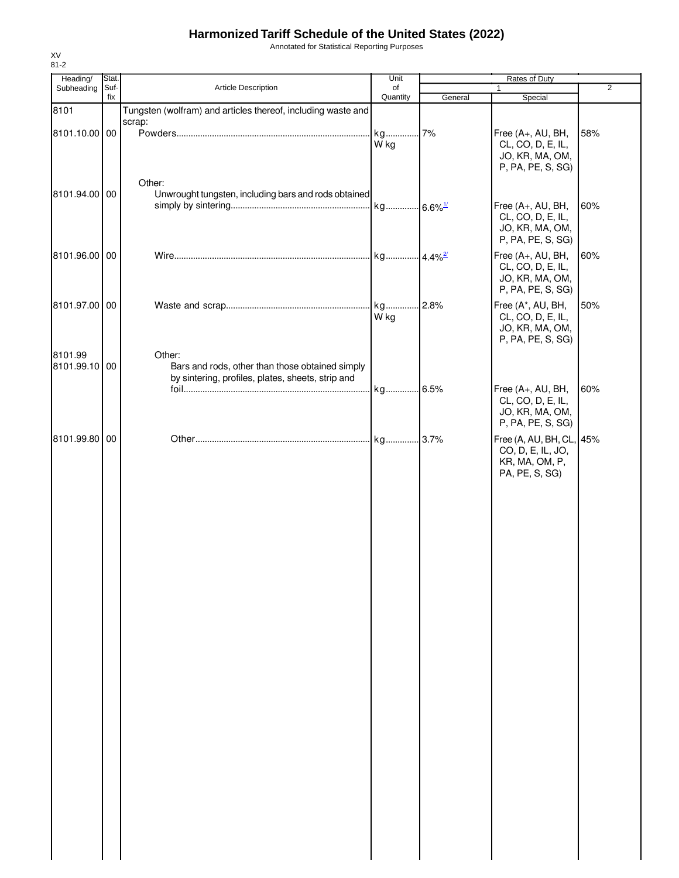# Harmonized Tariff Schedule of the United States (2022)

Annotated for Statistical Reporting Purposes

XV
81-2

| Heading/ Subheading | Stat. Suf- fix | Article Description | Unit of Quantity | Rates of Duty 1 General | Special | 2 |
|---|---|---|---|---|---|---|
| 8101 | | Tungsten (wolfram) and articles thereof, including waste and scrap: | | | | |
| 8101.10.00 | 00 | Powders | kg W kg | 7% | Free (A+, AU, BH, CL, CO, D, E, IL, JO, KR, MA, OM, P, PA, PE, S, SG) | 58% |
| | | Other: | | | | |
| 8101.94.00 | 00 | Unwrought tungsten, including bars and rods obtained simply by sintering | kg | 6.6% [1/] | Free (A+, AU, BH, CL, CO, D, E, IL, JO, KR, MA, OM, P, PA, PE, S, SG) | 60% |
| 8101.96.00 | 00 | Wire | kg | 4.4% [2/] | Free (A+, AU, BH, CL, CO, D, E, IL, JO, KR, MA, OM, P, PA, PE, S, SG) | 60% |
| 8101.97.00 | 00 | Waste and scrap | kg W kg | 2.8% | Free (A*, AU, BH, CL, CO, D, E, IL, JO, KR, MA, OM, P, PA, PE, S, SG) | 50% |
| 8101.99 | | Other: | | | | |
| 8101.99.10 | 00 | Bars and rods, other than those obtained simply by sintering, profiles, plates, sheets, strip and foil | kg | 6.5% | Free (A+, AU, BH, CL, CO, D, E, IL, JO, KR, MA, OM, P, PA, PE, S, SG) | 60% |
| 8101.99.80 | 00 | Other | kg | 3.7% | Free (A, AU, BH, CL, CO, D, E, IL, JO, KR, MA, OM, P, PA, PE, S, SG) | 45% |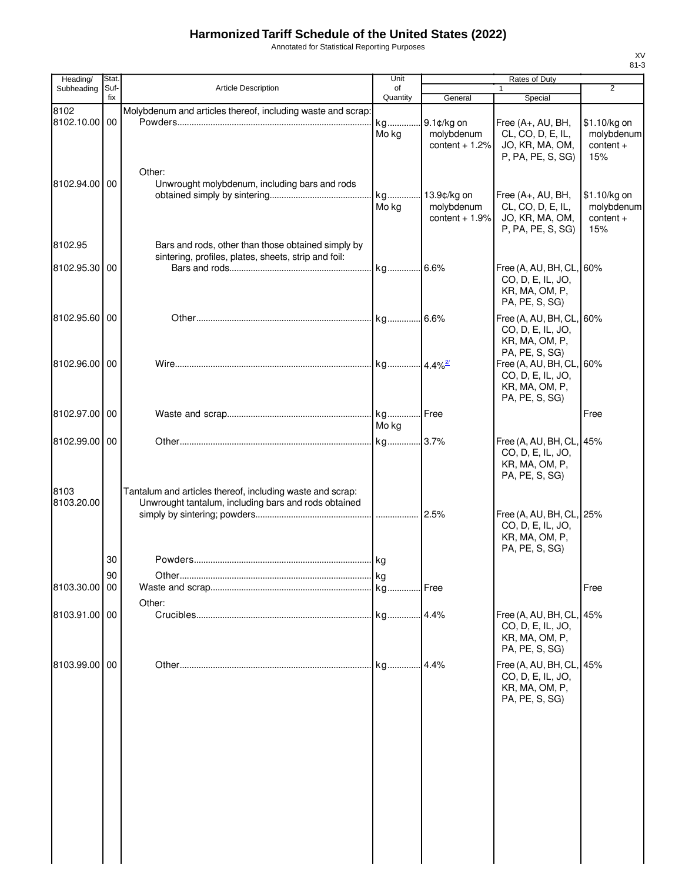# Harmonized Tariff Schedule of the United States (2022)

Annotated for Statistical Reporting Purposes

XV
81-3

| Heading/ Subheading | Stat. Suf- fix | Article Description | Unit of Quantity | Rates of Duty 1 General | Special | 2 |
|---|---|---|---|---|---|---|
| 8102 | | Molybdenum and articles thereof, including waste and scrap: | | | | |
| 8102.10.00 | 00 | Powders | kg Mo kg | 9.1¢/kg on molybdenum content + 1.2% | Free (A+, AU, BH, CL, CO, D, E, IL, JO, KR, MA, OM, P, PA, PE, S, SG) | $1.10/kg on molybdenum content + 15% |
| | | Other: | | | | |
| 8102.94.00 | 00 | Unwrought molybdenum, including bars and rods obtained simply by sintering | kg Mo kg | 13.9¢/kg on molybdenum content + 1.9% | Free (A+, AU, BH, CL, CO, D, E, IL, JO, KR, MA, OM, P, PA, PE, S, SG) | $1.10/kg on molybdenum content + 15% |
| 8102.95 | | Bars and rods, other than those obtained simply by sintering, profiles, plates, sheets, strip and foil: | | | | |
| 8102.95.30 | 00 | Bars and rods | kg | 6.6% | Free (A, AU, BH, CL, CO, D, E, IL, JO, KR, MA, OM, P, PA, PE, S, SG) | 60% |
| 8102.95.60 | 00 | Other | kg | 6.6% | Free (A, AU, BH, CL, CO, D, E, IL, JO, KR, MA, OM, P, PA, PE, S, SG) | 60% |
| 8102.96.00 | 00 | Wire | kg | 4.4% [2/] | Free (A, AU, BH, CL, CO, D, E, IL, JO, KR, MA, OM, P, PA, PE, S, SG) | 60% |
| 8102.97.00 | 00 | Waste and scrap | kg Mo kg | Free | | Free |
| 8102.99.00 | 00 | Other | kg | 3.7% | Free (A, AU, BH, CL, CO, D, E, IL, JO, KR, MA, OM, P, PA, PE, S, SG) | 45% |
| 8103 | | Tantalum and articles thereof, including waste and scrap: | | | | |
| 8103.20.00 | | Unwrought tantalum, including bars and rods obtained simply by sintering; powders | | 2.5% | Free (A, AU, BH, CL, CO, D, E, IL, JO, KR, MA, OM, P, PA, PE, S, SG) | 25% |
| | 30 | Powders | kg | | | |
| | 90 | Other | kg | | | |
| 8103.30.00 | 00 | Waste and scrap | kg | Free | | Free |
| | | Other: | | | | |
| 8103.91.00 | 00 | Crucibles | kg | 4.4% | Free (A, AU, BH, CL, CO, D, E, IL, JO, KR, MA, OM, P, PA, PE, S, SG) | 45% |
| 8103.99.00 | 00 | Other | kg | 4.4% | Free (A, AU, BH, CL, CO, D, E, IL, JO, KR, MA, OM, P, PA, PE, S, SG) | 45% |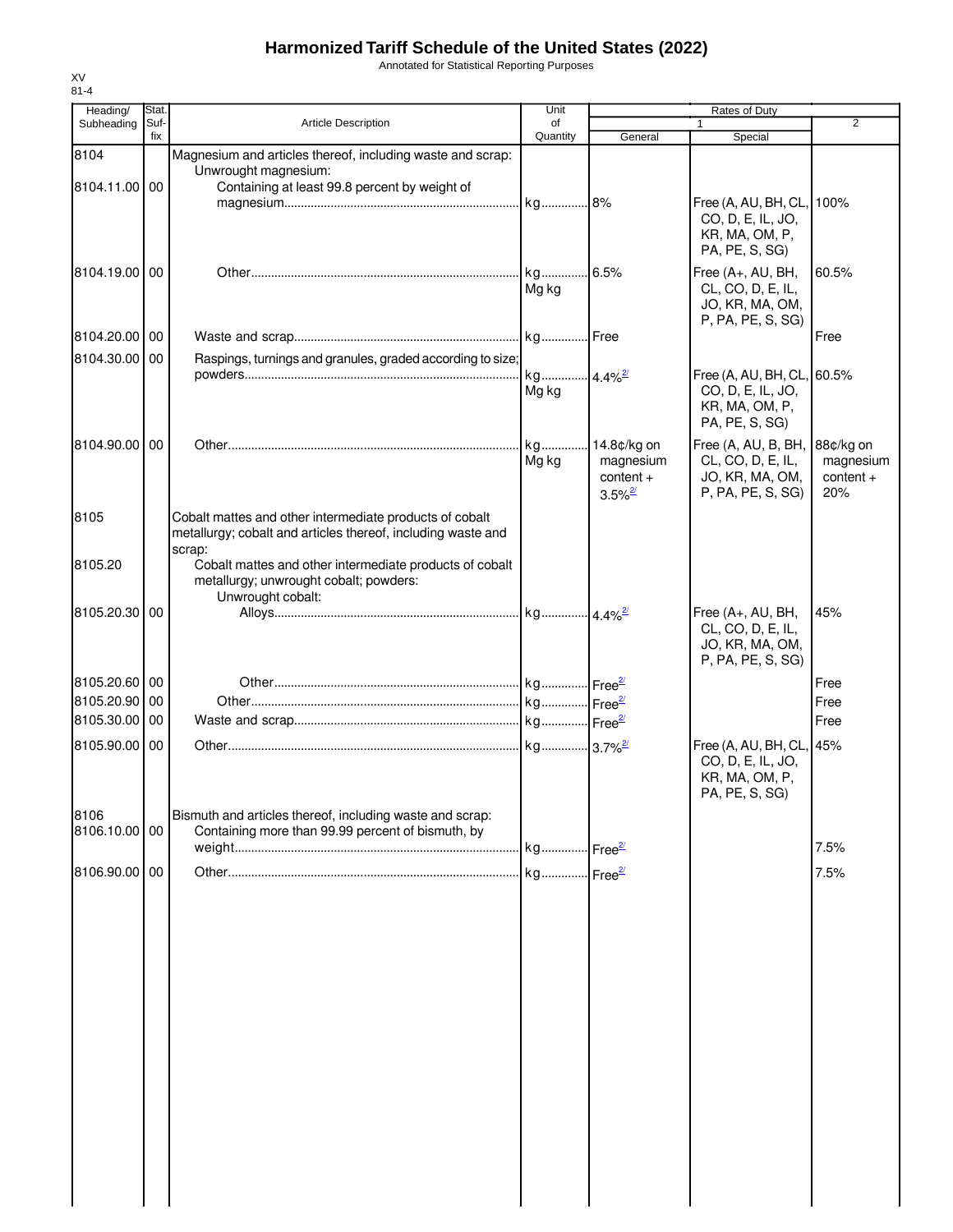# Harmonized Tariff Schedule of the United States (2022)

Annotated for Statistical Reporting Purposes

XV
81-4

| Heading/ Subheading | Stat. Suf- fix | Article Description | Unit of Quantity | Rates of Duty 1 General | Rates of Duty 1 Special | Rates of Duty 2 |
|---|---|---|---|---|---|---|
| 8104 | | Magnesium and articles thereof, including waste and scrap: | | | | |
| | | Unwrought magnesium: | | | | |
| 8104.11.00 | 00 | Containing at least 99.8 percent by weight of magnesium | kg | 8% | Free (A, AU, BH, CL, CO, D, E, IL, JO, KR, MA, OM, P, PA, PE, S, SG) | 100% |
| 8104.19.00 | 00 | Other | kg<br>Mg kg | 6.5% | Free (A+, AU, BH, CL, CO, D, E, IL, JO, KR, MA, OM, P, PA, PE, S, SG) | 60.5% |
| 8104.20.00 | 00 | Waste and scrap | kg | Free | | Free |
| 8104.30.00 | 00 | Raspings, turnings and granules, graded according to size; powders | kg<br>Mg kg | 4.4%[2/] | Free (A, AU, BH, CL, CO, D, E, IL, JO, KR, MA, OM, P, PA, PE, S, SG) | 60.5% |
| 8104.90.00 | 00 | Other | kg<br>Mg kg | 14.8¢/kg on magnesium content + 3.5%[2/] | Free (A, AU, B, BH, CL, CO, D, E, IL, JO, KR, MA, OM, P, PA, PE, S, SG) | 88¢/kg on magnesium content + 20% |
| 8105 | | Cobalt mattes and other intermediate products of cobalt metallurgy; cobalt and articles thereof, including waste and scrap: | | | | |
| 8105.20 | | Cobalt mattes and other intermediate products of cobalt metallurgy; unwrought cobalt; powders: | | | | |
| | | Unwrought cobalt: | | | | |
| 8105.20.30 | 00 | Alloys | kg | 4.4%[2/] | Free (A+, AU, BH, CL, CO, D, E, IL, JO, KR, MA, OM, P, PA, PE, S, SG) | 45% |
| 8105.20.60 | 00 | Other | kg | Free[2/] | | Free |
| 8105.20.90 | 00 | Other | kg | Free[2/] | | Free |
| 8105.30.00 | 00 | Waste and scrap | kg | Free[2/] | | Free |
| 8105.90.00 | 00 | Other | kg | 3.7%[2/] | Free (A, AU, BH, CL, CO, D, E, IL, JO, KR, MA, OM, P, PA, PE, S, SG) | 45% |
| 8106 | | Bismuth and articles thereof, including waste and scrap: | | | | |
| 8106.10.00 | 00 | Containing more than 99.99 percent of bismuth, by weight | kg | Free[2/] | | 7.5% |
| 8106.90.00 | 00 | Other | kg | Free[2/] | | 7.5% |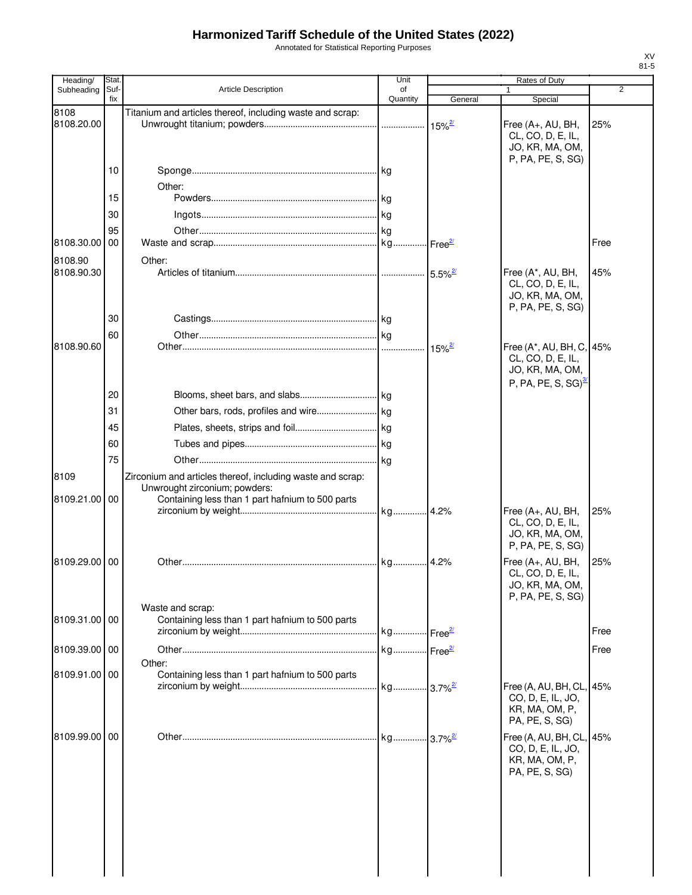# Harmonized Tariff Schedule of the United States (2022)

Annotated for Statistical Reporting Purposes

XV
81-5

| Heading/ Subheading | Stat. Suf-fix | Article Description | Unit of Quantity | Rates of Duty 1 General | Special | 2 |
|---|---|---|---|---|---|---|
| 8108 | | Titanium and articles thereof, including waste and scrap: | | | | |
| 8108.20.00 | | Unwrought titanium; powders | | 15%[2/] | Free (A+, AU, BH, CL, CO, D, E, IL, JO, KR, MA, OM, P, PA, PE, S, SG) | 25% |
| | 10 | Sponge | kg | | | |
| | | Other: | | | | |
| | 15 | Powders | kg | | | |
| | 30 | Ingots | kg | | | |
| | 95 | Other | kg | | | |
| 8108.30.00 | 00 | Waste and scrap | kg | Free[2/] | | Free |
| 8108.90 | | Other: | | | | |
| 8108.90.30 | | Articles of titanium | | 5.5%[2/] | Free (A*, AU, BH, CL, CO, D, E, IL, JO, KR, MA, OM, P, PA, PE, S, SG) | 45% |
| | 30 | Castings | kg | | | |
| | 60 | Other | kg | | | |
| 8108.90.60 | | Other | | 15%[2/] | Free (A*, AU, BH, C, CL, CO, D, E, IL, JO, KR, MA, OM, P, PA, PE, S, SG)[3/] | 45% |
| | 20 | Blooms, sheet bars, and slabs | kg | | | |
| | 31 | Other bars, rods, profiles and wire | kg | | | |
| | 45 | Plates, sheets, strips and foil | kg | | | |
| | 60 | Tubes and pipes | kg | | | |
| | 75 | Other | kg | | | |
| 8109 | | Zirconium and articles thereof, including waste and scrap: | | | | |
| | | Unwrought zirconium; powders: | | | | |
| 8109.21.00 | 00 | Containing less than 1 part hafnium to 500 parts zirconium by weight | kg | 4.2% | Free (A+, AU, BH, CL, CO, D, E, IL, JO, KR, MA, OM, P, PA, PE, S, SG) | 25% |
| 8109.29.00 | 00 | Other | kg | 4.2% | Free (A+, AU, BH, CL, CO, D, E, IL, JO, KR, MA, OM, P, PA, PE, S, SG) | 25% |
| | | Waste and scrap: | | | | |
| 8109.31.00 | 00 | Containing less than 1 part hafnium to 500 parts zirconium by weight | kg | Free[2/] | | Free |
| 8109.39.00 | 00 | Other | kg | Free[2/] | | Free |
| | | Other: | | | | |
| 8109.91.00 | 00 | Containing less than 1 part hafnium to 500 parts zirconium by weight | kg | 3.7%[2/] | Free (A, AU, BH, CL, CO, D, E, IL, JO, KR, MA, OM, P, PA, PE, S, SG) | 45% |
| 8109.99.00 | 00 | Other | kg | 3.7%[2/] | Free (A, AU, BH, CL, CO, D, E, IL, JO, KR, MA, OM, P, PA, PE, S, SG) | 45% |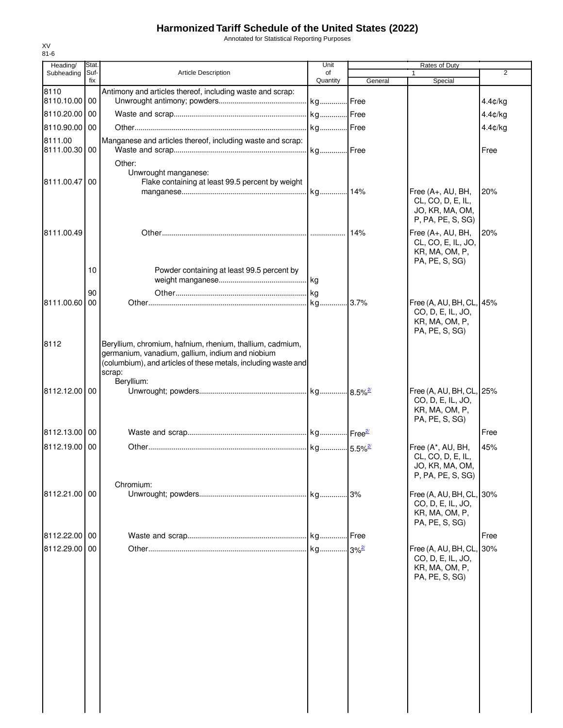# Harmonized Tariff Schedule of the United States (2022)

Annotated for Statistical Reporting Purposes

XV
81-6

| Heading/ Subheading | Stat. Suf- fix | Article Description | Unit of Quantity | Rates of Duty 1 General | Special | 2 |
|---|---|---|---|---|---|---|
| 8110 | | Antimony and articles thereof, including waste and scrap: | | | | |
| 8110.10.00 | 00 | Unwrought antimony; powders | kg | Free | | 4.4¢/kg |
| 8110.20.00 | 00 | Waste and scrap | kg | Free | | 4.4¢/kg |
| 8110.90.00 | 00 | Other | kg | Free | | 4.4¢/kg |
| 8111.00 | | Manganese and articles thereof, including waste and scrap: | | | | |
| 8111.00.30 | 00 | Waste and scrap | kg | Free | | Free |
| | | Other: | | | | |
| | | Unwrought manganese: | | | | |
| 8111.00.47 | 00 | Flake containing at least 99.5 percent by weight manganese | kg | 14% | Free (A+, AU, BH, CL, CO, D, E, IL, JO, KR, MA, OM, P, PA, PE, S, SG) | 20% |
| 8111.00.49 | | Other | | 14% | Free (A+, AU, BH, CL, CO, E, IL, JO, KR, MA, OM, P, PA, PE, S, SG) | 20% |
| | 10 | Powder containing at least 99.5 percent by weight manganese | kg | | | |
| | 90 | Other | kg | | | |
| 8111.00.60 | 00 | Other | kg | 3.7% | Free (A, AU, BH, CL, CO, D, E, IL, JO, KR, MA, OM, P, PA, PE, S, SG) | 45% |
| 8112 | | Beryllium, chromium, hafnium, rhenium, thallium, cadmium, germanium, vanadium, gallium, indium and niobium (columbium), and articles of these metals, including waste and scrap: | | | | |
| | | Beryllium: | | | | |
| 8112.12.00 | 00 | Unwrought; powders | kg | 8.5% [2/] | Free (A, AU, BH, CL, CO, D, E, IL, JO, KR, MA, OM, P, PA, PE, S, SG) | 25% |
| 8112.13.00 | 00 | Waste and scrap | kg | Free [2/] | | Free |
| 8112.19.00 | 00 | Other | kg | 5.5% [2/] | Free (A*, AU, BH, CL, CO, D, E, IL, JO, KR, MA, OM, P, PA, PE, S, SG) | 45% |
| | | Chromium: | | | | |
| 8112.21.00 | 00 | Unwrought; powders | kg | 3% | Free (A, AU, BH, CL, CO, D, E, IL, JO, KR, MA, OM, P, PA, PE, S, SG) | 30% |
| 8112.22.00 | 00 | Waste and scrap | kg | Free | | Free |
| 8112.29.00 | 00 | Other | kg | 3% [2/] | Free (A, AU, BH, CL, CO, D, E, IL, JO, KR, MA, OM, P, PA, PE, S, SG) | 30% |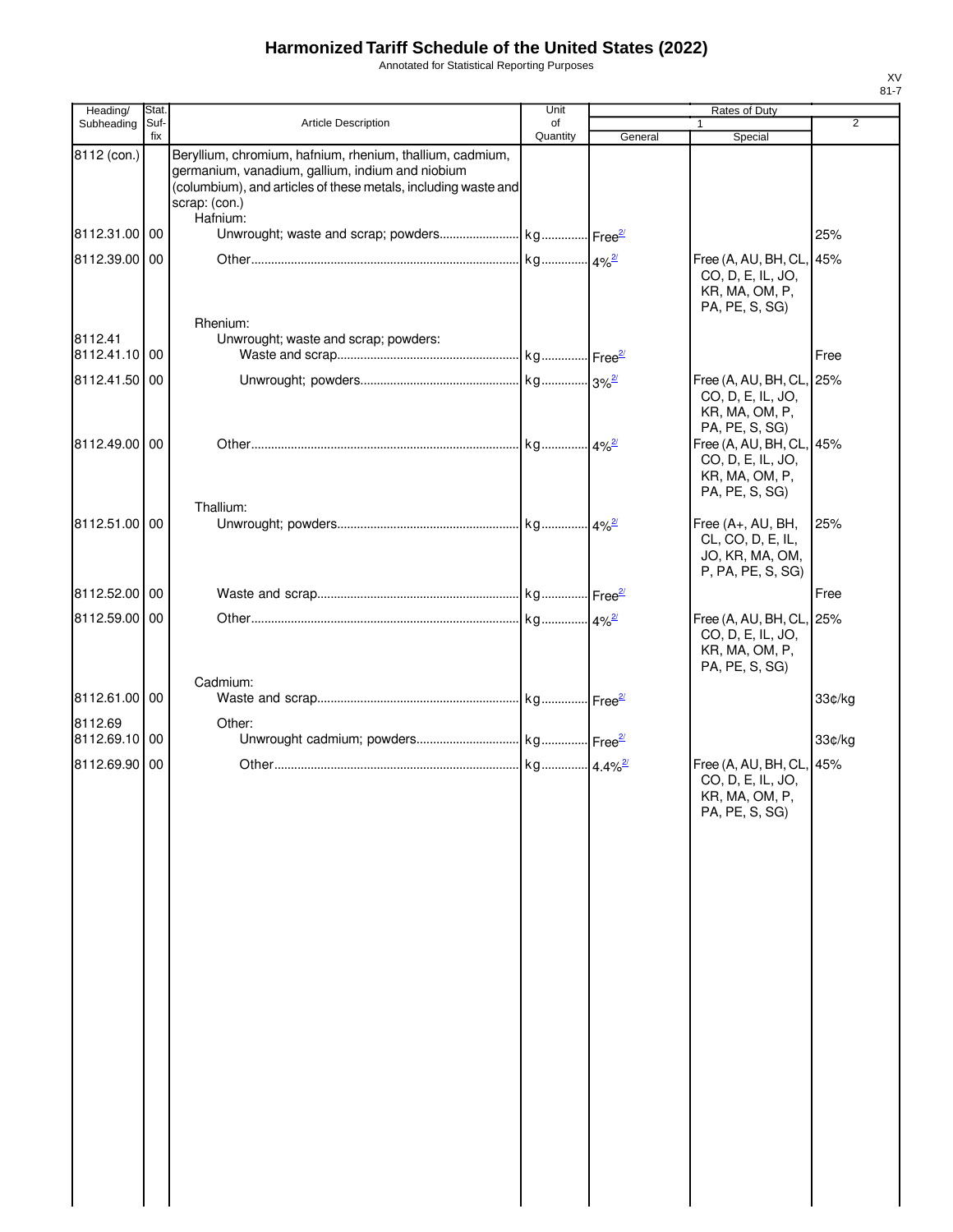# Harmonized Tariff Schedule of the United States (2022)

Annotated for Statistical Reporting Purposes

XV
81-7

| Heading/ Subheading | Stat. Suf- fix | Article Description | Unit of Quantity | Rates of Duty 1 General | Rates of Duty 1 Special | Rates of Duty 2 |
|---|---|---|---|---|---|---|
| 8112 (con.) | | Beryllium, chromium, hafnium, rhenium, thallium, cadmium, germanium, vanadium, gallium, indium and niobium (columbium), and articles of these metals, including waste and scrap: (con.) | | | | |
| | | Hafnium: | | | | |
| 8112.31.00 | 00 | Unwrought; waste and scrap; powders | kg | Free[2/] | | 25% |
| 8112.39.00 | 00 | Other | kg | 4%[2/] | Free (A, AU, BH, CL, CO, D, E, IL, JO, KR, MA, OM, P, PA, PE, S, SG) | 45% |
| | | Rhenium: | | | | |
| 8112.41 | | Unwrought; waste and scrap; powders: | | | | |
| 8112.41.10 | 00 | Waste and scrap | kg | Free[2/] | | Free |
| 8112.41.50 | 00 | Unwrought; powders | kg | 3%[2/] | Free (A, AU, BH, CL, CO, D, E, IL, JO, KR, MA, OM, P, PA, PE, S, SG) | 25% |
| 8112.49.00 | 00 | Other | kg | 4%[2/] | Free (A, AU, BH, CL, CO, D, E, IL, JO, KR, MA, OM, P, PA, PE, S, SG) | 45% |
| | | Thallium: | | | | |
| 8112.51.00 | 00 | Unwrought; powders | kg | 4%[2/] | Free (A+, AU, BH, CL, CO, D, E, IL, JO, KR, MA, OM, P, PA, PE, S, SG) | 25% |
| 8112.52.00 | 00 | Waste and scrap | kg | Free[2/] | | Free |
| 8112.59.00 | 00 | Other | kg | 4%[2/] | Free (A, AU, BH, CL, CO, D, E, IL, JO, KR, MA, OM, P, PA, PE, S, SG) | 25% |
| | | Cadmium: | | | | |
| 8112.61.00 | 00 | Waste and scrap | kg | Free[2/] | | 33¢/kg |
| 8112.69 | | Other: | | | | |
| 8112.69.10 | 00 | Unwrought cadmium; powders | kg | Free[2/] | | 33¢/kg |
| 8112.69.90 | 00 | Other | kg | 4.4%[2/] | Free (A, AU, BH, CL, CO, D, E, IL, JO, KR, MA, OM, P, PA, PE, S, SG) | 45% |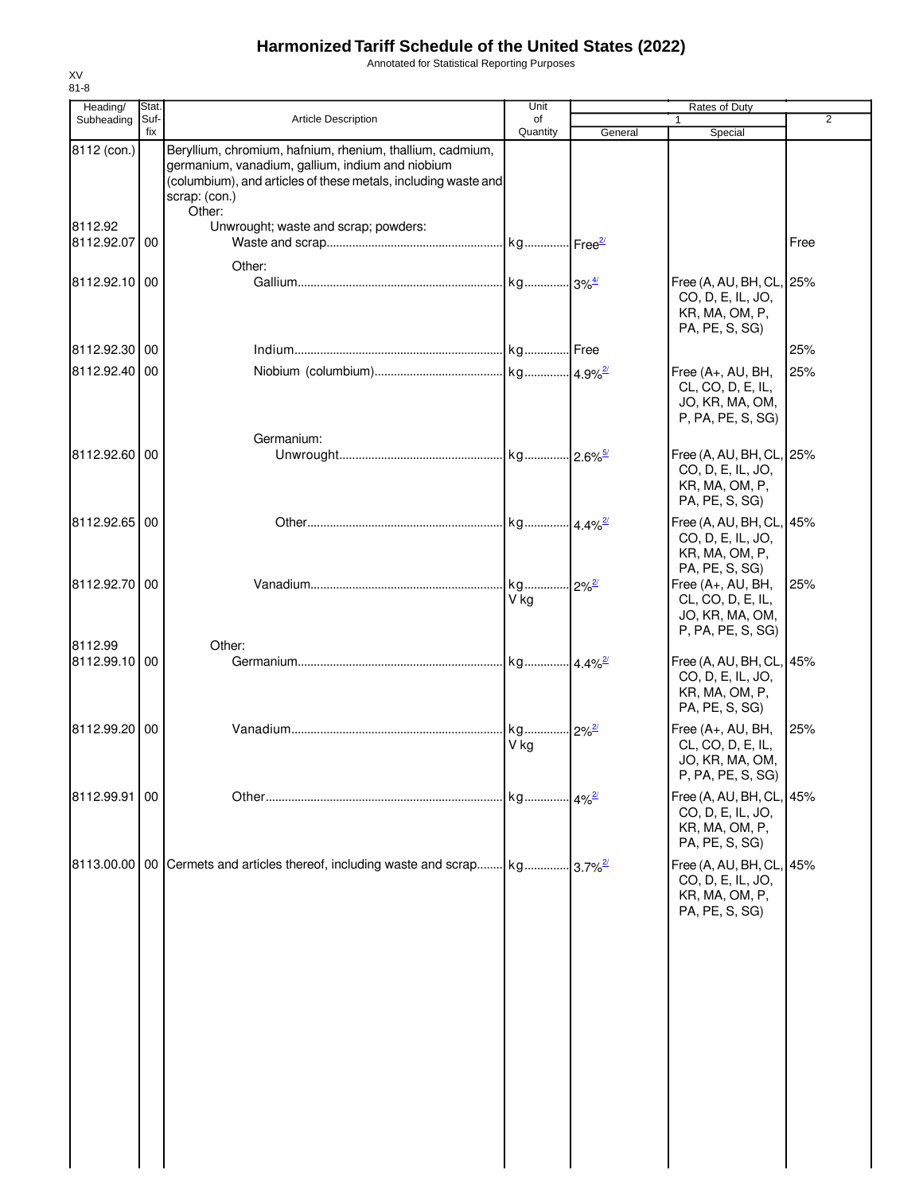# Harmonized Tariff Schedule of the United States (2022)

Annotated for Statistical Reporting Purposes

XV
81-8

| Heading/ Subheading | Stat. Suf- fix | Article Description | Unit of Quantity | Rates of Duty 1 General | Special | 2 |
|---|---|---|---|---|---|---|
| 8112 (con.) | | Beryllium, chromium, hafnium, rhenium, thallium, cadmium, germanium, vanadium, gallium, indium and niobium (columbium), and articles of these metals, including waste and scrap: (con.) | | | | |
| | | Other: | | | | |
| 8112.92 | | Unwrought; waste and scrap; powders: | | | | |
| 8112.92.07 | 00 | Waste and scrap | kg | Free[2/] | | Free |
| | | Other: | | | | |
| 8112.92.10 | 00 | Gallium | kg | 3%[4/] | Free (A, AU, BH, CL, CO, D, E, IL, JO, KR, MA, OM, P, PA, PE, S, SG) | 25% |
| 8112.92.30 | 00 | Indium | kg | Free | | 25% |
| 8112.92.40 | 00 | Niobium (columbium) | kg | 4.9%[2/] | Free (A+, AU, BH, CL, CO, D, E, IL, JO, KR, MA, OM, P, PA, PE, S, SG) | 25% |
| | | Germanium: | | | | |
| 8112.92.60 | 00 | Unwrought | kg | 2.6%[5/] | Free (A, AU, BH, CL, CO, D, E, IL, JO, KR, MA, OM, P, PA, PE, S, SG) | 25% |
| 8112.92.65 | 00 | Other | kg | 4.4%[2/] | Free (A, AU, BH, CL, CO, D, E, IL, JO, KR, MA, OM, P, PA, PE, S, SG) | 45% |
| 8112.92.70 | 00 | Vanadium | kg V kg | 2%[2/] | Free (A+, AU, BH, CL, CO, D, E, IL, JO, KR, MA, OM, P, PA, PE, S, SG) | 25% |
| 8112.99 | | Other: | | | | |
| 8112.99.10 | 00 | Germanium | kg | 4.4%[2/] | Free (A, AU, BH, CL, CO, D, E, IL, JO, KR, MA, OM, P, PA, PE, S, SG) | 45% |
| 8112.99.20 | 00 | Vanadium | kg V kg | 2%[2/] | Free (A+, AU, BH, CL, CO, D, E, IL, JO, KR, MA, OM, P, PA, PE, S, SG) | 25% |
| 8112.99.91 | 00 | Other | kg | 4%[2/] | Free (A, AU, BH, CL, CO, D, E, IL, JO, KR, MA, OM, P, PA, PE, S, SG) | 45% |
| 8113.00.00 | 00 | Cermets and articles thereof, including waste and scrap | kg | 3.7%[2/] | Free (A, AU, BH, CL, CO, D, E, IL, JO, KR, MA, OM, P, PA, PE, S, SG) | 45% |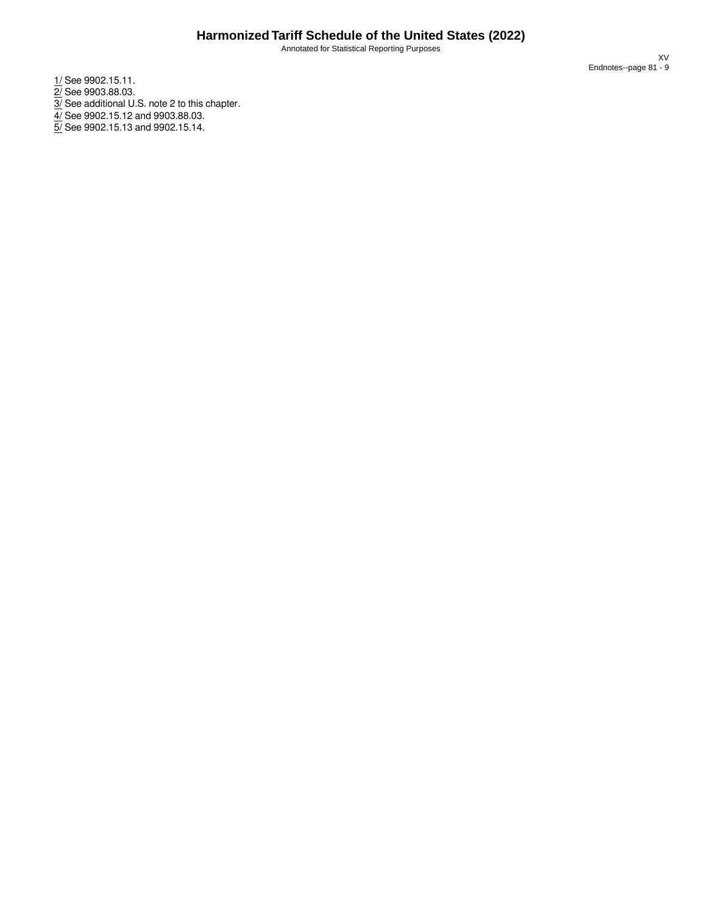1/ See 9902.15.11.
2/ See 9903.88.03.
3/ See additional U.S. note 2 to this chapter.
4/ See 9902.15.12 and 9903.88.03.
5/ See 9902.15.13 and 9902.15.14.